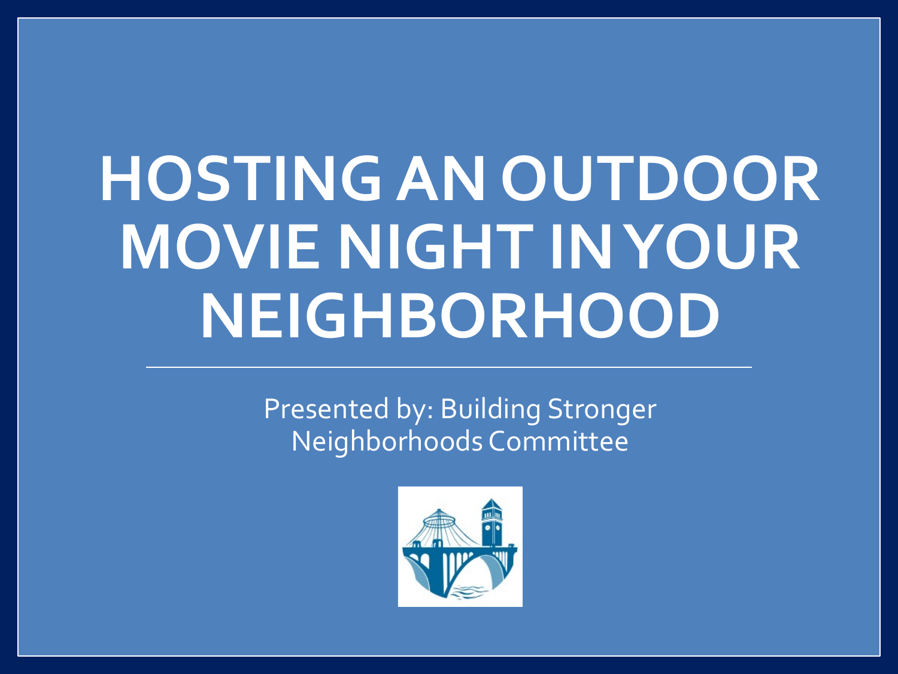# HOSTING AN OUTDOOR MOVIE NIGHT IN YOUR NEIGHBORHOOD

Presented by: Building Stronger Neighborhoods Committee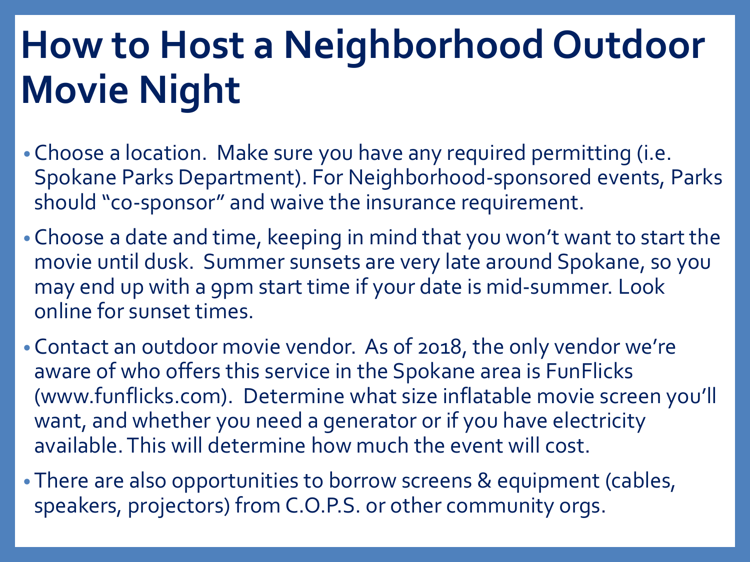# How to Host a Neighborhood Outdoor Movie Night

- Choose a location. Make sure you have any required permitting (i.e. Spokane Parks Department). For Neighborhood-sponsored events, Parks should "co-sponsor" and waive the insurance requirement.
- Choose a date and time, keeping in mind that you won't want to start the movie until dusk. Summer sunsets are very late around Spokane, so you may end up with a 9pm start time if your date is mid-summer. Look online for sunset times.
- Contact an outdoor movie vendor. As of 2018, the only vendor we're aware of who offers this service in the Spokane area is FunFlicks (www.funflicks.com). Determine what size inflatable movie screen you'll want, and whether you need a generator or if you have electricity available. This will determine how much the event will cost.
- There are also opportunities to borrow screens & equipment (cables, speakers, projectors) from C.O.P.S. or other community orgs.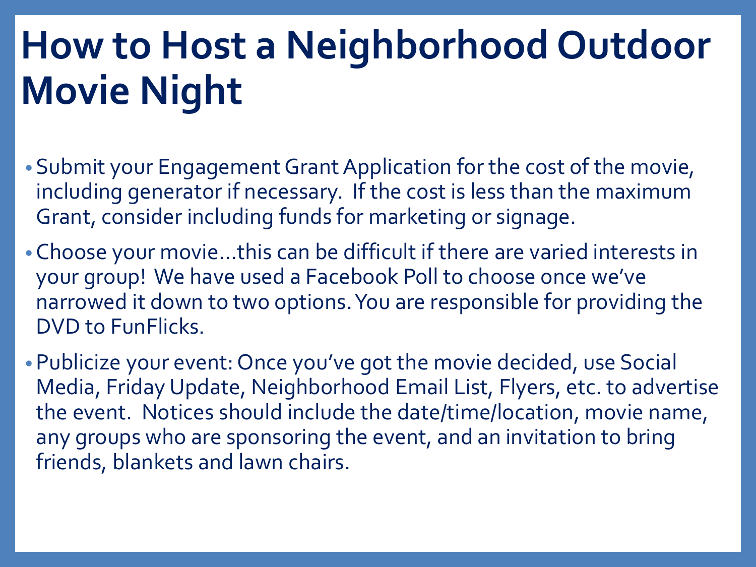# How to Host a Neighborhood Outdoor Movie Night

- Submit your Engagement Grant Application for the cost of the movie, including generator if necessary. If the cost is less than the maximum Grant, consider including funds for marketing or signage.
- Choose your movie…this can be difficult if there are varied interests in your group! We have used a Facebook Poll to choose once we've narrowed it down to two options. You are responsible for providing the DVD to FunFlicks.
- Publicize your event: Once you've got the movie decided, use Social Media, Friday Update, Neighborhood Email List, Flyers, etc. to advertise the event. Notices should include the date/time/location, movie name, any groups who are sponsoring the event, and an invitation to bring friends, blankets and lawn chairs.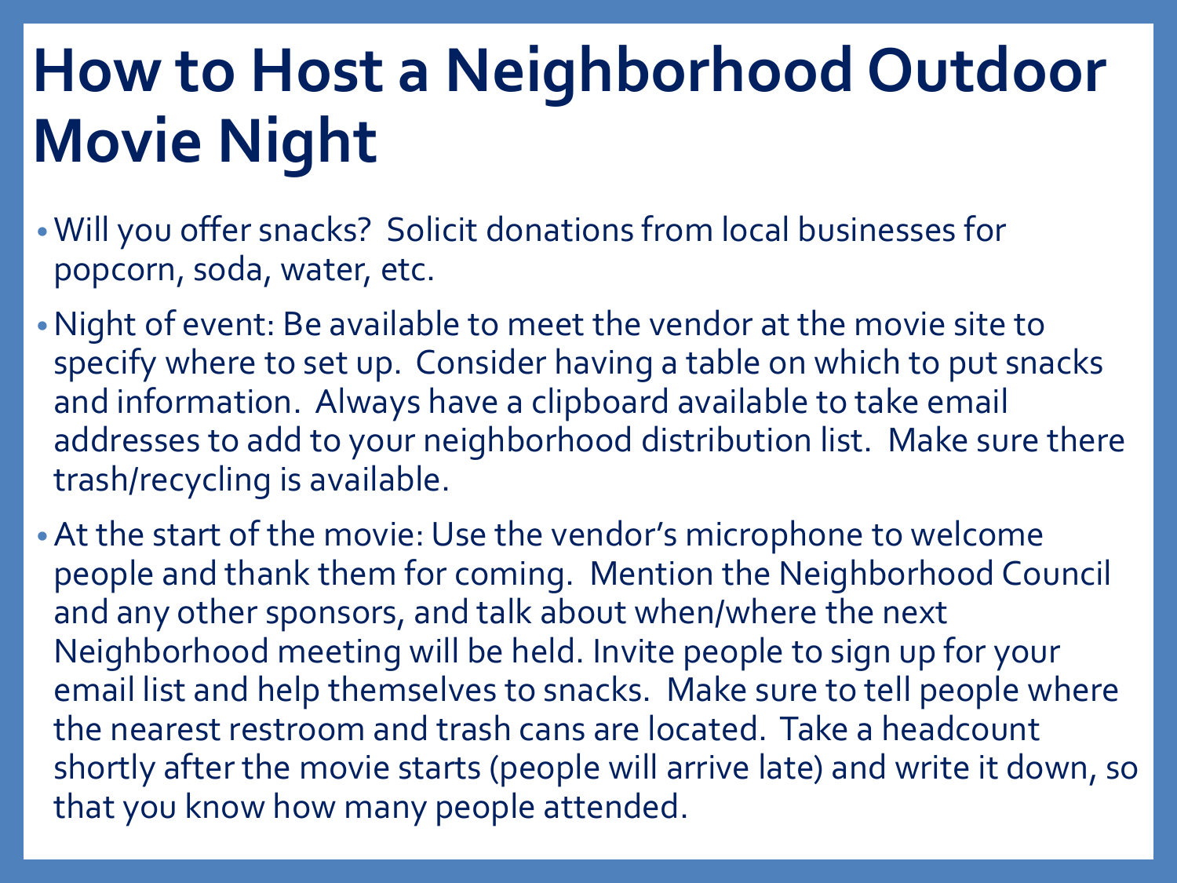# How to Host a Neighborhood Outdoor Movie Night

- Will you offer snacks? Solicit donations from local businesses for popcorn, soda, water, etc.
- Night of event: Be available to meet the vendor at the movie site to specify where to set up. Consider having a table on which to put snacks and information. Always have a clipboard available to take email addresses to add to your neighborhood distribution list. Make sure there trash/recycling is available.
- At the start of the movie: Use the vendor's microphone to welcome people and thank them for coming. Mention the Neighborhood Council and any other sponsors, and talk about when/where the next Neighborhood meeting will be held. Invite people to sign up for your email list and help themselves to snacks. Make sure to tell people where the nearest restroom and trash cans are located. Take a headcount shortly after the movie starts (people will arrive late) and write it down, so that you know how many people attended.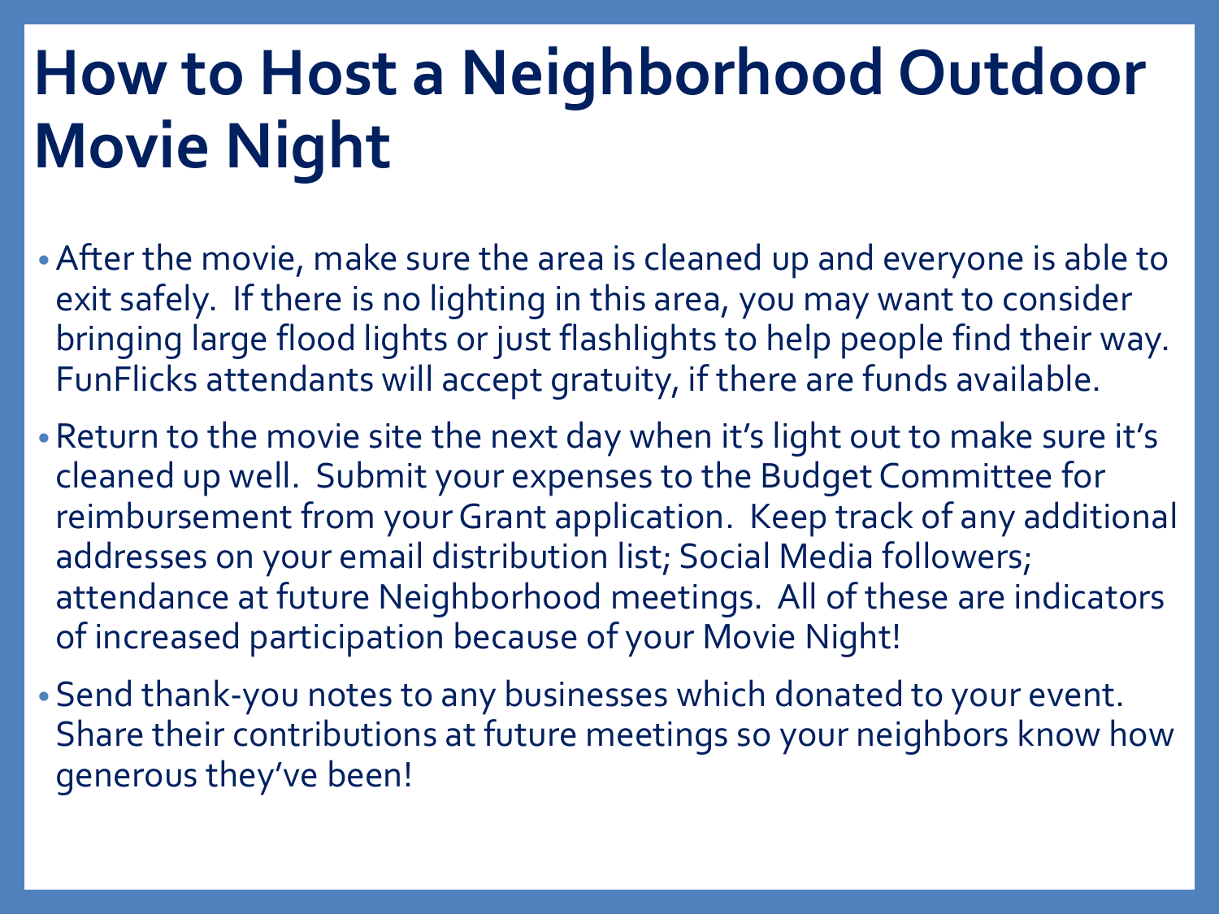# How to Host a Neighborhood Outdoor Movie Night

- After the movie, make sure the area is cleaned up and everyone is able to exit safely. If there is no lighting in this area, you may want to consider bringing large flood lights or just flashlights to help people find their way. FunFlicks attendants will accept gratuity, if there are funds available.
- Return to the movie site the next day when it's light out to make sure it's cleaned up well. Submit your expenses to the Budget Committee for reimbursement from your Grant application. Keep track of any additional addresses on your email distribution list; Social Media followers; attendance at future Neighborhood meetings. All of these are indicators of increased participation because of your Movie Night!
- Send thank-you notes to any businesses which donated to your event. Share their contributions at future meetings so your neighbors know how generous they've been!